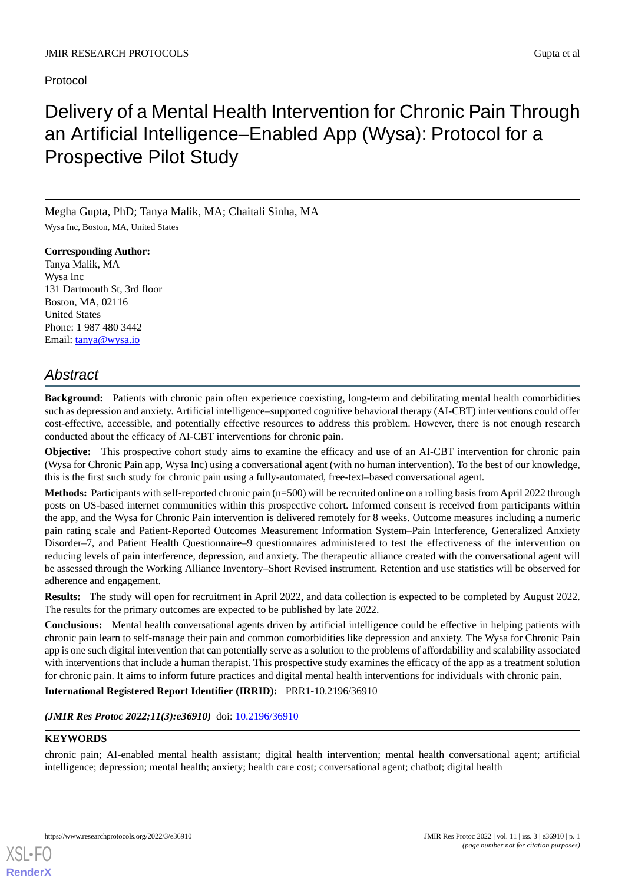Protocol

# Delivery of a Mental Health Intervention for Chronic Pain Through an Artificial Intelligence–Enabled App (Wysa): Protocol for a Prospective Pilot Study

Megha Gupta, PhD; Tanya Malik, MA; Chaitali Sinha, MA

Wysa Inc, Boston, MA, United States

**Corresponding Author:**
Tanya Malik, MA
Wysa Inc
131 Dartmouth St, 3rd floor
Boston, MA, 02116
United States
Phone: 1 987 480 3442
Email: tanya@wysa.io

## Abstract

**Background:** Patients with chronic pain often experience coexisting, long-term and debilitating mental health comorbidities such as depression and anxiety. Artificial intelligence–supported cognitive behavioral therapy (AI-CBT) interventions could offer cost-effective, accessible, and potentially effective resources to address this problem. However, there is not enough research conducted about the efficacy of AI-CBT interventions for chronic pain.

**Objective:** This prospective cohort study aims to examine the efficacy and use of an AI-CBT intervention for chronic pain (Wysa for Chronic Pain app, Wysa Inc) using a conversational agent (with no human intervention). To the best of our knowledge, this is the first such study for chronic pain using a fully-automated, free-text–based conversational agent.

**Methods:** Participants with self-reported chronic pain (n=500) will be recruited online on a rolling basis from April 2022 through posts on US-based internet communities within this prospective cohort. Informed consent is received from participants within the app, and the Wysa for Chronic Pain intervention is delivered remotely for 8 weeks. Outcome measures including a numeric pain rating scale and Patient-Reported Outcomes Measurement Information System–Pain Interference, Generalized Anxiety Disorder–7, and Patient Health Questionnaire–9 questionnaires administered to test the effectiveness of the intervention on reducing levels of pain interference, depression, and anxiety. The therapeutic alliance created with the conversational agent will be assessed through the Working Alliance Inventory–Short Revised instrument. Retention and use statistics will be observed for adherence and engagement.

**Results:** The study will open for recruitment in April 2022, and data collection is expected to be completed by August 2022. The results for the primary outcomes are expected to be published by late 2022.

**Conclusions:** Mental health conversational agents driven by artificial intelligence could be effective in helping patients with chronic pain learn to self-manage their pain and common comorbidities like depression and anxiety. The Wysa for Chronic Pain app is one such digital intervention that can potentially serve as a solution to the problems of affordability and scalability associated with interventions that include a human therapist. This prospective study examines the efficacy of the app as a treatment solution for chronic pain. It aims to inform future practices and digital mental health interventions for individuals with chronic pain.

**International Registered Report Identifier (IRRID):** PRR1-10.2196/36910

***(JMIR Res Protoc 2022;11(3):e36910)*** doi: 10.2196/36910

**KEYWORDS**

chronic pain; AI-enabled mental health assistant; digital health intervention; mental health conversational agent; artificial intelligence; depression; mental health; anxiety; health care cost; conversational agent; chatbot; digital health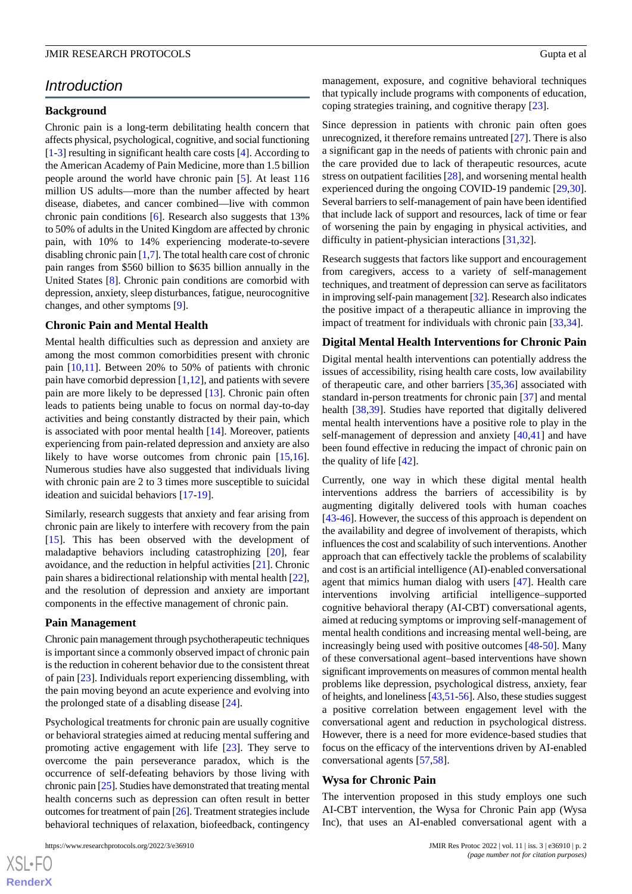## Introduction

### Background

Chronic pain is a long-term debilitating health concern that affects physical, psychological, cognitive, and social functioning [1-3] resulting in significant health care costs [4]. According to the American Academy of Pain Medicine, more than 1.5 billion people around the world have chronic pain [5]. At least 116 million US adults—more than the number affected by heart disease, diabetes, and cancer combined—live with common chronic pain conditions [6]. Research also suggests that 13% to 50% of adults in the United Kingdom are affected by chronic pain, with 10% to 14% experiencing moderate-to-severe disabling chronic pain [1,7]. The total health care cost of chronic pain ranges from $560 billion to $635 billion annually in the United States [8]. Chronic pain conditions are comorbid with depression, anxiety, sleep disturbances, fatigue, neurocognitive changes, and other symptoms [9].

### Chronic Pain and Mental Health

Mental health difficulties such as depression and anxiety are among the most common comorbidities present with chronic pain [10,11]. Between 20% to 50% of patients with chronic pain have comorbid depression [1,12], and patients with severe pain are more likely to be depressed [13]. Chronic pain often leads to patients being unable to focus on normal day-to-day activities and being constantly distracted by their pain, which is associated with poor mental health [14]. Moreover, patients experiencing from pain-related depression and anxiety are also likely to have worse outcomes from chronic pain [15,16]. Numerous studies have also suggested that individuals living with chronic pain are 2 to 3 times more susceptible to suicidal ideation and suicidal behaviors [17-19].

Similarly, research suggests that anxiety and fear arising from chronic pain are likely to interfere with recovery from the pain [15]. This has been observed with the development of maladaptive behaviors including catastrophizing [20], fear avoidance, and the reduction in helpful activities [21]. Chronic pain shares a bidirectional relationship with mental health [22], and the resolution of depression and anxiety are important components in the effective management of chronic pain.

### Pain Management

Chronic pain management through psychotherapeutic techniques is important since a commonly observed impact of chronic pain is the reduction in coherent behavior due to the consistent threat of pain [23]. Individuals report experiencing dissembling, with the pain moving beyond an acute experience and evolving into the prolonged state of a disabling disease [24].

Psychological treatments for chronic pain are usually cognitive or behavioral strategies aimed at reducing mental suffering and promoting active engagement with life [23]. They serve to overcome the pain perseverance paradox, which is the occurrence of self-defeating behaviors by those living with chronic pain [25]. Studies have demonstrated that treating mental health concerns such as depression can often result in better outcomes for treatment of pain [26]. Treatment strategies include behavioral techniques of relaxation, biofeedback, contingency management, exposure, and cognitive behavioral techniques that typically include programs with components of education, coping strategies training, and cognitive therapy [23].

Since depression in patients with chronic pain often goes unrecognized, it therefore remains untreated [27]. There is also a significant gap in the needs of patients with chronic pain and the care provided due to lack of therapeutic resources, acute stress on outpatient facilities [28], and worsening mental health experienced during the ongoing COVID-19 pandemic [29,30]. Several barriers to self-management of pain have been identified that include lack of support and resources, lack of time or fear of worsening the pain by engaging in physical activities, and difficulty in patient-physician interactions [31,32].

Research suggests that factors like support and encouragement from caregivers, access to a variety of self-management techniques, and treatment of depression can serve as facilitators in improving self-pain management [32]. Research also indicates the positive impact of a therapeutic alliance in improving the impact of treatment for individuals with chronic pain [33,34].

### Digital Mental Health Interventions for Chronic Pain

Digital mental health interventions can potentially address the issues of accessibility, rising health care costs, low availability of therapeutic care, and other barriers [35,36] associated with standard in-person treatments for chronic pain [37] and mental health [38,39]. Studies have reported that digitally delivered mental health interventions have a positive role to play in the self-management of depression and anxiety [40,41] and have been found effective in reducing the impact of chronic pain on the quality of life [42].

Currently, one way in which these digital mental health interventions address the barriers of accessibility is by augmenting digitally delivered tools with human coaches [43-46]. However, the success of this approach is dependent on the availability and degree of involvement of therapists, which influences the cost and scalability of such interventions. Another approach that can effectively tackle the problems of scalability and cost is an artificial intelligence (AI)-enabled conversational agent that mimics human dialog with users [47]. Health care interventions involving artificial intelligence–supported cognitive behavioral therapy (AI-CBT) conversational agents, aimed at reducing symptoms or improving self-management of mental health conditions and increasing mental well-being, are increasingly being used with positive outcomes [48-50]. Many of these conversational agent–based interventions have shown significant improvements on measures of common mental health problems like depression, psychological distress, anxiety, fear of heights, and loneliness [43,51-56]. Also, these studies suggest a positive correlation between engagement level with the conversational agent and reduction in psychological distress. However, there is a need for more evidence-based studies that focus on the efficacy of the interventions driven by AI-enabled conversational agents [57,58].

### Wysa for Chronic Pain

The intervention proposed in this study employs one such AI-CBT intervention, the Wysa for Chronic Pain app (Wysa Inc), that uses an AI-enabled conversational agent with a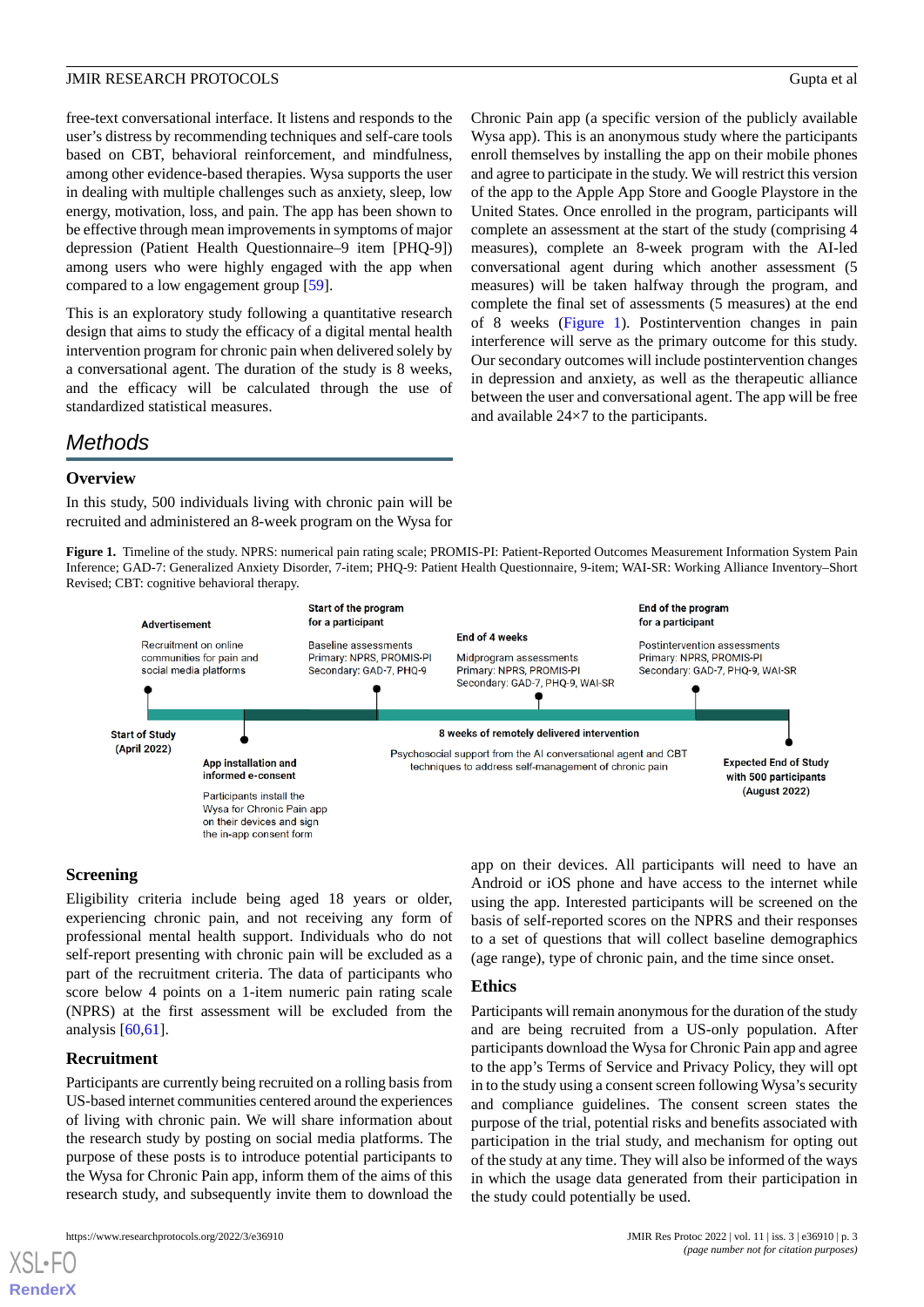free-text conversational interface. It listens and responds to the user's distress by recommending techniques and self-care tools based on CBT, behavioral reinforcement, and mindfulness, among other evidence-based therapies. Wysa supports the user in dealing with multiple challenges such as anxiety, sleep, low energy, motivation, loss, and pain. The app has been shown to be effective through mean improvements in symptoms of major depression (Patient Health Questionnaire–9 item [PHQ-9]) among users who were highly engaged with the app when compared to a low engagement group [59].

This is an exploratory study following a quantitative research design that aims to study the efficacy of a digital mental health intervention program for chronic pain when delivered solely by a conversational agent. The duration of the study is 8 weeks, and the efficacy will be calculated through the use of standardized statistical measures.

## Methods

### Overview

In this study, 500 individuals living with chronic pain will be recruited and administered an 8-week program on the Wysa for Chronic Pain app (a specific version of the publicly available Wysa app). This is an anonymous study where the participants enroll themselves by installing the app on their mobile phones and agree to participate in the study. We will restrict this version of the app to the Apple App Store and Google Playstore in the United States. Once enrolled in the program, participants will complete an assessment at the start of the study (comprising 4 measures), complete an 8-week program with the AI-led conversational agent during which another assessment (5 measures) will be taken halfway through the program, and complete the final set of assessments (5 measures) at the end of 8 weeks (Figure 1). Postintervention changes in pain interference will serve as the primary outcome for this study. Our secondary outcomes will include postintervention changes in depression and anxiety, as well as the therapeutic alliance between the user and conversational agent. The app will be free and available 24×7 to the participants.

**Figure 1.** Timeline of the study. NPRS: numerical pain rating scale; PROMIS-PI: Patient-Reported Outcomes Measurement Information System Pain Inference; GAD-7: Generalized Anxiety Disorder, 7-item; PHQ-9: Patient Health Questionnaire, 9-item; WAI-SR: Working Alliance Inventory–Short Revised; CBT: cognitive behavioral therapy.

Start of Study (April 2022)

Advertisement: Recruitment on online communities for pain and social media platforms

App installation and informed e-consent: Participants install the Wysa for Chronic Pain app on their devices and sign the in-app consent form

Start of the program for a participant: Baseline assessments. Primary: NPRS, PROMIS-PI. Secondary: GAD-7, PHQ-9

8 weeks of remotely delivered intervention: Psychosocial support from the AI conversational agent and CBT techniques to address self-management of chronic pain

End of 4 weeks: Midprogram assessments. Primary: NPRS, PROMIS-PI. Secondary: GAD-7, PHQ-9, WAI-SR

End of the program for a participant: Postintervention assessments. Primary: NPRS, PROMIS-PI. Secondary: GAD-7, PHQ-9, WAI-SR

Expected End of Study with 500 participants (August 2022)

### Screening

Eligibility criteria include being aged 18 years or older, experiencing chronic pain, and not receiving any form of professional mental health support. Individuals who do not self-report presenting with chronic pain will be excluded as a part of the recruitment criteria. The data of participants who score below 4 points on a 1-item numeric pain rating scale (NPRS) at the first assessment will be excluded from the analysis [60,61].

### Recruitment

Participants are currently being recruited on a rolling basis from US-based internet communities centered around the experiences of living with chronic pain. We will share information about the research study by posting on social media platforms. The purpose of these posts is to introduce potential participants to the Wysa for Chronic Pain app, inform them of the aims of this research study, and subsequently invite them to download the app on their devices. All participants will need to have an Android or iOS phone and have access to the internet while using the app. Interested participants will be screened on the basis of self-reported scores on the NPRS and their responses to a set of questions that will collect baseline demographics (age range), type of chronic pain, and the time since onset.

### Ethics

Participants will remain anonymous for the duration of the study and are being recruited from a US-only population. After participants download the Wysa for Chronic Pain app and agree to the app's Terms of Service and Privacy Policy, they will opt in to the study using a consent screen following Wysa's security and compliance guidelines. The consent screen states the purpose of the trial, potential risks and benefits associated with participation in the trial study, and mechanism for opting out of the study at any time. They will also be informed of the ways in which the usage data generated from their participation in the study could potentially be used.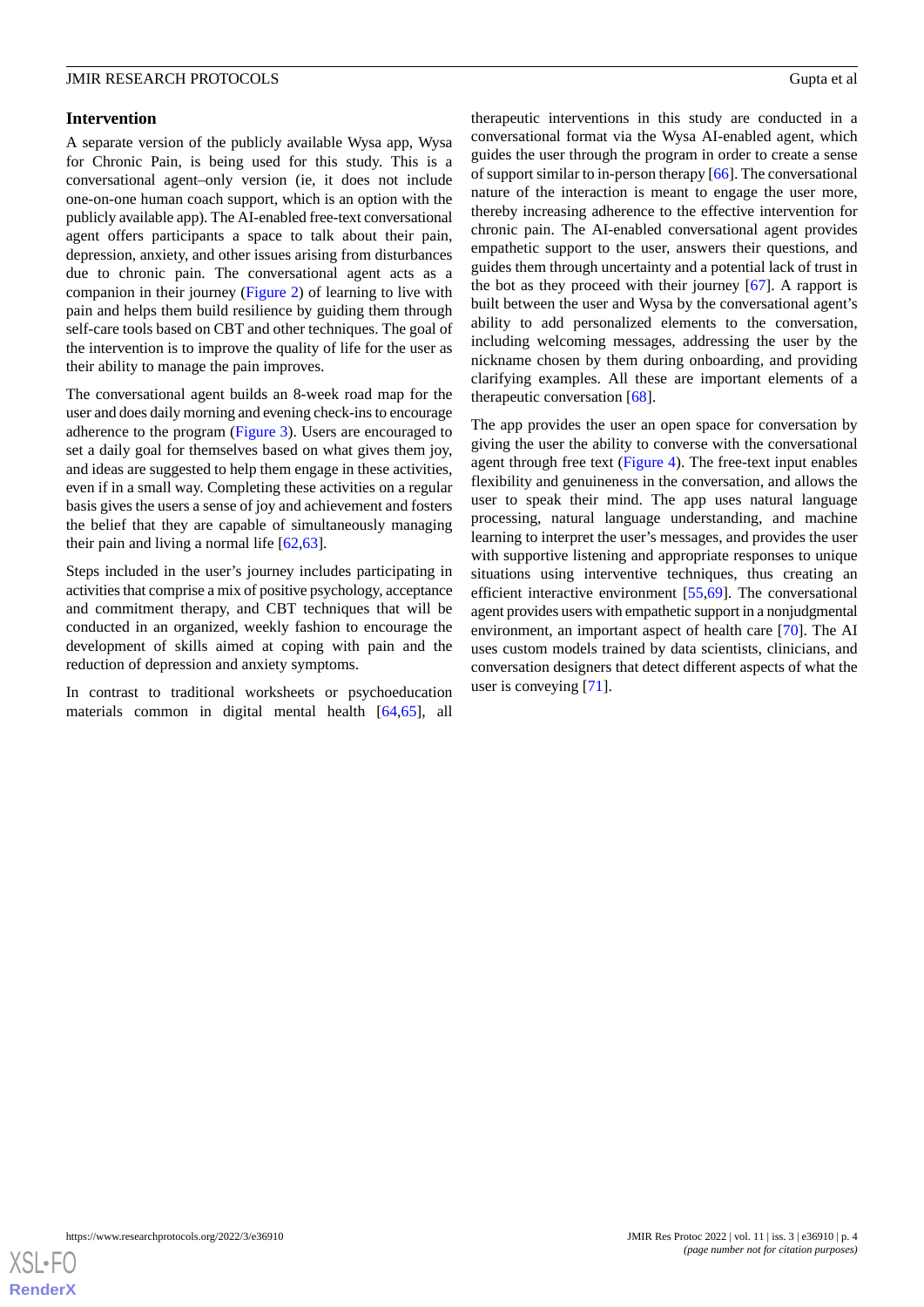## Intervention

A separate version of the publicly available Wysa app, Wysa for Chronic Pain, is being used for this study. This is a conversational agent–only version (ie, it does not include one-on-one human coach support, which is an option with the publicly available app). The AI-enabled free-text conversational agent offers participants a space to talk about their pain, depression, anxiety, and other issues arising from disturbances due to chronic pain. The conversational agent acts as a companion in their journey (Figure 2) of learning to live with pain and helps them build resilience by guiding them through self-care tools based on CBT and other techniques. The goal of the intervention is to improve the quality of life for the user as their ability to manage the pain improves.

The conversational agent builds an 8-week road map for the user and does daily morning and evening check-ins to encourage adherence to the program (Figure 3). Users are encouraged to set a daily goal for themselves based on what gives them joy, and ideas are suggested to help them engage in these activities, even if in a small way. Completing these activities on a regular basis gives the users a sense of joy and achievement and fosters the belief that they are capable of simultaneously managing their pain and living a normal life [62,63].

Steps included in the user's journey includes participating in activities that comprise a mix of positive psychology, acceptance and commitment therapy, and CBT techniques that will be conducted in an organized, weekly fashion to encourage the development of skills aimed at coping with pain and the reduction of depression and anxiety symptoms.

In contrast to traditional worksheets or psychoeducation materials common in digital mental health [64,65], all therapeutic interventions in this study are conducted in a conversational format via the Wysa AI-enabled agent, which guides the user through the program in order to create a sense of support similar to in-person therapy [66]. The conversational nature of the interaction is meant to engage the user more, thereby increasing adherence to the effective intervention for chronic pain. The AI-enabled conversational agent provides empathetic support to the user, answers their questions, and guides them through uncertainty and a potential lack of trust in the bot as they proceed with their journey [67]. A rapport is built between the user and Wysa by the conversational agent's ability to add personalized elements to the conversation, including welcoming messages, addressing the user by the nickname chosen by them during onboarding, and providing clarifying examples. All these are important elements of a therapeutic conversation [68].

The app provides the user an open space for conversation by giving the user the ability to converse with the conversational agent through free text (Figure 4). The free-text input enables flexibility and genuineness in the conversation, and allows the user to speak their mind. The app uses natural language processing, natural language understanding, and machine learning to interpret the user's messages, and provides the user with supportive listening and appropriate responses to unique situations using interventive techniques, thus creating an efficient interactive environment [55,69]. The conversational agent provides users with empathetic support in a nonjudgmental environment, an important aspect of health care [70]. The AI uses custom models trained by data scientists, clinicians, and conversation designers that detect different aspects of what the user is conveying [71].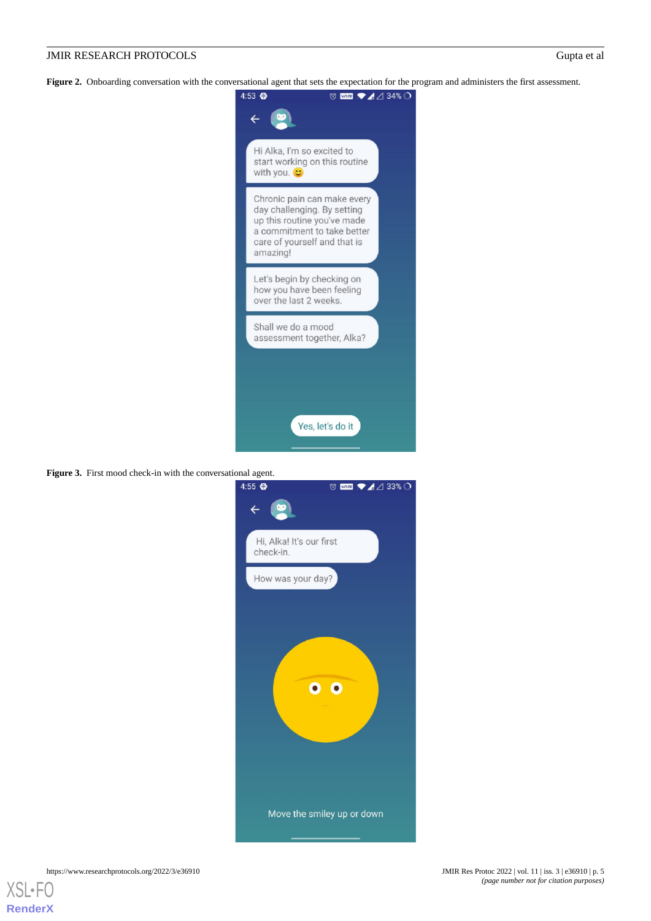**Figure 2.** Onboarding conversation with the conversational agent that sets the expectation for the program and administers the first assessment.

**Figure 3.** First mood check-in with the conversational agent.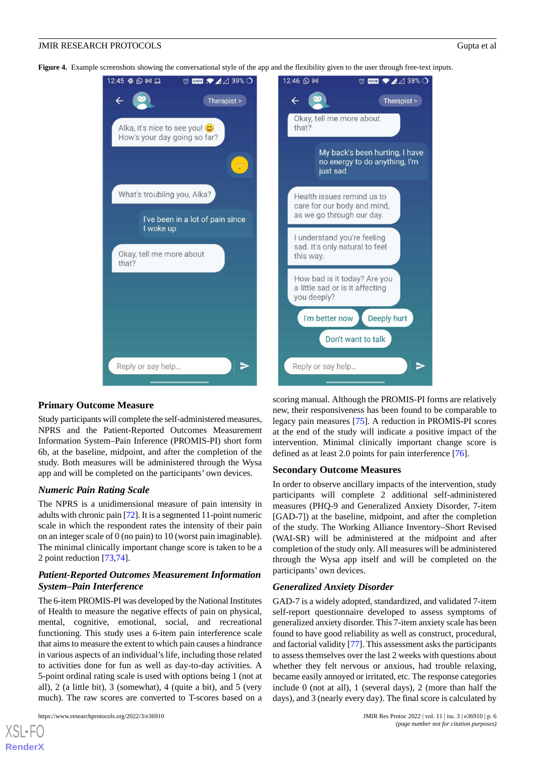**Figure 4.** Example screenshots showing the conversational style of the app and the flexibility given to the user through free-text inputs.

## Primary Outcome Measure

Study participants will complete the self-administered measures, NPRS and the Patient-Reported Outcomes Measurement Information System–Pain Inference (PROMIS-PI) short form 6b, at the baseline, midpoint, and after the completion of the study. Both measures will be administered through the Wysa app and will be completed on the participants' own devices.

### Numeric Pain Rating Scale

The NPRS is a unidimensional measure of pain intensity in adults with chronic pain [72]. It is a segmented 11-point numeric scale in which the respondent rates the intensity of their pain on an integer scale of 0 (no pain) to 10 (worst pain imaginable). The minimal clinically important change score is taken to be a 2 point reduction [73,74].

### Patient-Reported Outcomes Measurement Information System–Pain Interference

The 6-item PROMIS-PI was developed by the National Institutes of Health to measure the negative effects of pain on physical, mental, cognitive, emotional, social, and recreational functioning. This study uses a 6-item pain interference scale that aims to measure the extent to which pain causes a hindrance in various aspects of an individual's life, including those related to activities done for fun as well as day-to-day activities. A 5-point ordinal rating scale is used with options being 1 (not at all), 2 (a little bit), 3 (somewhat), 4 (quite a bit), and 5 (very much). The raw scores are converted to T-scores based on a scoring manual. Although the PROMIS-PI forms are relatively new, their responsiveness has been found to be comparable to legacy pain measures [75]. A reduction in PROMIS-PI scores at the end of the study will indicate a positive impact of the intervention. Minimal clinically important change score is defined as at least 2.0 points for pain interference [76].

## Secondary Outcome Measures

In order to observe ancillary impacts of the intervention, study participants will complete 2 additional self-administered measures (PHQ-9 and Generalized Anxiety Disorder, 7-item [GAD-7]) at the baseline, midpoint, and after the completion of the study. The Working Alliance Inventory–Short Revised (WAI-SR) will be administered at the midpoint and after completion of the study only. All measures will be administered through the Wysa app itself and will be completed on the participants' own devices.

### Generalized Anxiety Disorder

GAD-7 is a widely adopted, standardized, and validated 7-item self-report questionnaire developed to assess symptoms of generalized anxiety disorder. This 7-item anxiety scale has been found to have good reliability as well as construct, procedural, and factorial validity [77]. This assessment asks the participants to assess themselves over the last 2 weeks with questions about whether they felt nervous or anxious, had trouble relaxing, became easily annoyed or irritated, etc. The response categories include 0 (not at all), 1 (several days), 2 (more than half the days), and 3 (nearly every day). The final score is calculated by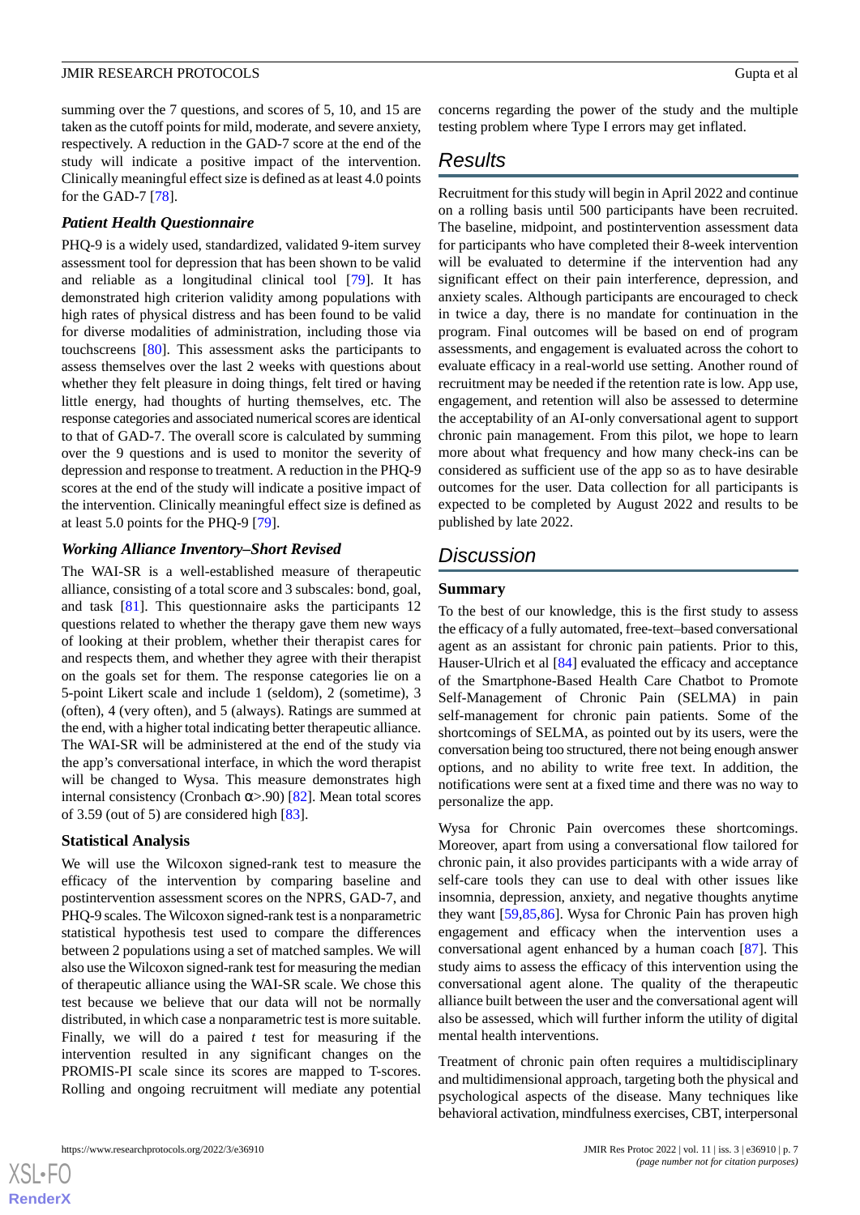summing over the 7 questions, and scores of 5, 10, and 15 are taken as the cutoff points for mild, moderate, and severe anxiety, respectively. A reduction in the GAD-7 score at the end of the study will indicate a positive impact of the intervention. Clinically meaningful effect size is defined as at least 4.0 points for the GAD-7 [78].

### Patient Health Questionnaire

PHQ-9 is a widely used, standardized, validated 9-item survey assessment tool for depression that has been shown to be valid and reliable as a longitudinal clinical tool [79]. It has demonstrated high criterion validity among populations with high rates of physical distress and has been found to be valid for diverse modalities of administration, including those via touchscreens [80]. This assessment asks the participants to assess themselves over the last 2 weeks with questions about whether they felt pleasure in doing things, felt tired or having little energy, had thoughts of hurting themselves, etc. The response categories and associated numerical scores are identical to that of GAD-7. The overall score is calculated by summing over the 9 questions and is used to monitor the severity of depression and response to treatment. A reduction in the PHQ-9 scores at the end of the study will indicate a positive impact of the intervention. Clinically meaningful effect size is defined as at least 5.0 points for the PHQ-9 [79].

### Working Alliance Inventory–Short Revised

The WAI-SR is a well-established measure of therapeutic alliance, consisting of a total score and 3 subscales: bond, goal, and task [81]. This questionnaire asks the participants 12 questions related to whether the therapy gave them new ways of looking at their problem, whether their therapist cares for and respects them, and whether they agree with their therapist on the goals set for them. The response categories lie on a 5-point Likert scale and include 1 (seldom), 2 (sometime), 3 (often), 4 (very often), and 5 (always). Ratings are summed at the end, with a higher total indicating better therapeutic alliance. The WAI-SR will be administered at the end of the study via the app's conversational interface, in which the word therapist will be changed to Wysa. This measure demonstrates high internal consistency (Cronbach $\alpha$>.90) [82]. Mean total scores of 3.59 (out of 5) are considered high [83].

### Statistical Analysis

We will use the Wilcoxon signed-rank test to measure the efficacy of the intervention by comparing baseline and postintervention assessment scores on the NPRS, GAD-7, and PHQ-9 scales. The Wilcoxon signed-rank test is a nonparametric statistical hypothesis test used to compare the differences between 2 populations using a set of matched samples. We will also use the Wilcoxon signed-rank test for measuring the median of therapeutic alliance using the WAI-SR scale. We chose this test because we believe that our data will not be normally distributed, in which case a nonparametric test is more suitable. Finally, we will do a paired *t* test for measuring if the intervention resulted in any significant changes on the PROMIS-PI scale since its scores are mapped to T-scores. Rolling and ongoing recruitment will mediate any potential concerns regarding the power of the study and the multiple testing problem where Type I errors may get inflated.

## Results

Recruitment for this study will begin in April 2022 and continue on a rolling basis until 500 participants have been recruited. The baseline, midpoint, and postintervention assessment data for participants who have completed their 8-week intervention will be evaluated to determine if the intervention had any significant effect on their pain interference, depression, and anxiety scales. Although participants are encouraged to check in twice a day, there is no mandate for continuation in the program. Final outcomes will be based on end of program assessments, and engagement is evaluated across the cohort to evaluate efficacy in a real-world use setting. Another round of recruitment may be needed if the retention rate is low. App use, engagement, and retention will also be assessed to determine the acceptability of an AI-only conversational agent to support chronic pain management. From this pilot, we hope to learn more about what frequency and how many check-ins can be considered as sufficient use of the app so as to have desirable outcomes for the user. Data collection for all participants is expected to be completed by August 2022 and results to be published by late 2022.

## Discussion

### Summary

To the best of our knowledge, this is the first study to assess the efficacy of a fully automated, free-text–based conversational agent as an assistant for chronic pain patients. Prior to this, Hauser-Ulrich et al [84] evaluated the efficacy and acceptance of the Smartphone-Based Health Care Chatbot to Promote Self-Management of Chronic Pain (SELMA) in pain self-management for chronic pain patients. Some of the shortcomings of SELMA, as pointed out by its users, were the conversation being too structured, there not being enough answer options, and no ability to write free text. In addition, the notifications were sent at a fixed time and there was no way to personalize the app.

Wysa for Chronic Pain overcomes these shortcomings. Moreover, apart from using a conversational flow tailored for chronic pain, it also provides participants with a wide array of self-care tools they can use to deal with other issues like insomnia, depression, anxiety, and negative thoughts anytime they want [59,85,86]. Wysa for Chronic Pain has proven high engagement and efficacy when the intervention uses a conversational agent enhanced by a human coach [87]. This study aims to assess the efficacy of this intervention using the conversational agent alone. The quality of the therapeutic alliance built between the user and the conversational agent will also be assessed, which will further inform the utility of digital mental health interventions.

Treatment of chronic pain often requires a multidisciplinary and multidimensional approach, targeting both the physical and psychological aspects of the disease. Many techniques like behavioral activation, mindfulness exercises, CBT, interpersonal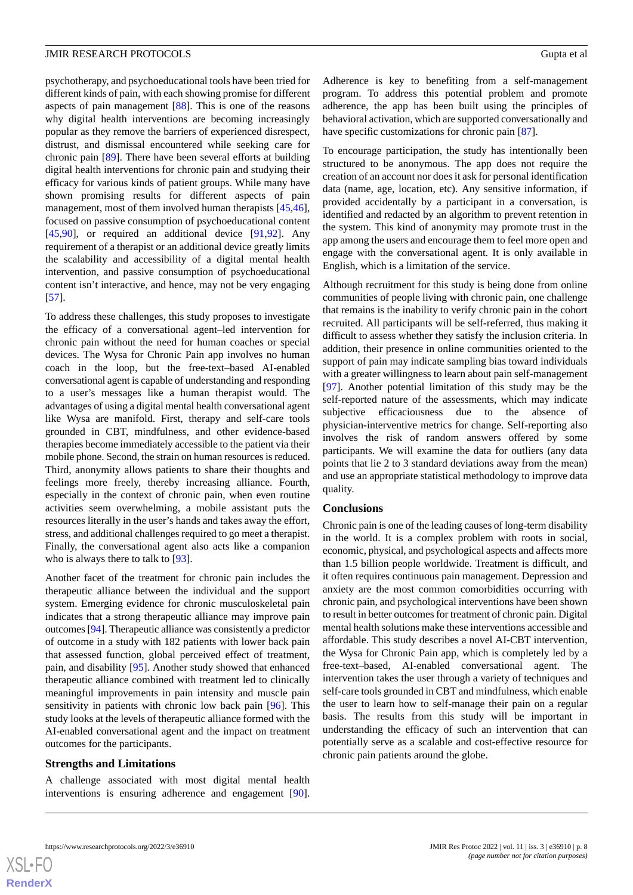psychotherapy, and psychoeducational tools have been tried for different kinds of pain, with each showing promise for different aspects of pain management [88]. This is one of the reasons why digital health interventions are becoming increasingly popular as they remove the barriers of experienced disrespect, distrust, and dismissal encountered while seeking care for chronic pain [89]. There have been several efforts at building digital health interventions for chronic pain and studying their efficacy for various kinds of patient groups. While many have shown promising results for different aspects of pain management, most of them involved human therapists [45,46], focused on passive consumption of psychoeducational content [45,90], or required an additional device [91,92]. Any requirement of a therapist or an additional device greatly limits the scalability and accessibility of a digital mental health intervention, and passive consumption of psychoeducational content isn't interactive, and hence, may not be very engaging [57].

To address these challenges, this study proposes to investigate the efficacy of a conversational agent–led intervention for chronic pain without the need for human coaches or special devices. The Wysa for Chronic Pain app involves no human coach in the loop, but the free-text–based AI-enabled conversational agent is capable of understanding and responding to a user's messages like a human therapist would. The advantages of using a digital mental health conversational agent like Wysa are manifold. First, therapy and self-care tools grounded in CBT, mindfulness, and other evidence-based therapies become immediately accessible to the patient via their mobile phone. Second, the strain on human resources is reduced. Third, anonymity allows patients to share their thoughts and feelings more freely, thereby increasing alliance. Fourth, especially in the context of chronic pain, when even routine activities seem overwhelming, a mobile assistant puts the resources literally in the user's hands and takes away the effort, stress, and additional challenges required to go meet a therapist. Finally, the conversational agent also acts like a companion who is always there to talk to [93].

Another facet of the treatment for chronic pain includes the therapeutic alliance between the individual and the support system. Emerging evidence for chronic musculoskeletal pain indicates that a strong therapeutic alliance may improve pain outcomes [94]. Therapeutic alliance was consistently a predictor of outcome in a study with 182 patients with lower back pain that assessed function, global perceived effect of treatment, pain, and disability [95]. Another study showed that enhanced therapeutic alliance combined with treatment led to clinically meaningful improvements in pain intensity and muscle pain sensitivity in patients with chronic low back pain [96]. This study looks at the levels of therapeutic alliance formed with the AI-enabled conversational agent and the impact on treatment outcomes for the participants.

## Strengths and Limitations

A challenge associated with most digital mental health interventions is ensuring adherence and engagement [90]. Adherence is key to benefiting from a self-management program. To address this potential problem and promote adherence, the app has been built using the principles of behavioral activation, which are supported conversationally and have specific customizations for chronic pain [87].

To encourage participation, the study has intentionally been structured to be anonymous. The app does not require the creation of an account nor does it ask for personal identification data (name, age, location, etc). Any sensitive information, if provided accidentally by a participant in a conversation, is identified and redacted by an algorithm to prevent retention in the system. This kind of anonymity may promote trust in the app among the users and encourage them to feel more open and engage with the conversational agent. It is only available in English, which is a limitation of the service.

Although recruitment for this study is being done from online communities of people living with chronic pain, one challenge that remains is the inability to verify chronic pain in the cohort recruited. All participants will be self-referred, thus making it difficult to assess whether they satisfy the inclusion criteria. In addition, their presence in online communities oriented to the support of pain may indicate sampling bias toward individuals with a greater willingness to learn about pain self-management [97]. Another potential limitation of this study may be the self-reported nature of the assessments, which may indicate subjective efficaciousness due to the absence of physician-interventive metrics for change. Self-reporting also involves the risk of random answers offered by some participants. We will examine the data for outliers (any data points that lie 2 to 3 standard deviations away from the mean) and use an appropriate statistical methodology to improve data quality.

## Conclusions

Chronic pain is one of the leading causes of long-term disability in the world. It is a complex problem with roots in social, economic, physical, and psychological aspects and affects more than 1.5 billion people worldwide. Treatment is difficult, and it often requires continuous pain management. Depression and anxiety are the most common comorbidities occurring with chronic pain, and psychological interventions have been shown to result in better outcomes for treatment of chronic pain. Digital mental health solutions make these interventions accessible and affordable. This study describes a novel AI-CBT intervention, the Wysa for Chronic Pain app, which is completely led by a free-text–based, AI-enabled conversational agent. The intervention takes the user through a variety of techniques and self-care tools grounded in CBT and mindfulness, which enable the user to learn how to self-manage their pain on a regular basis. The results from this study will be important in understanding the efficacy of such an intervention that can potentially serve as a scalable and cost-effective resource for chronic pain patients around the globe.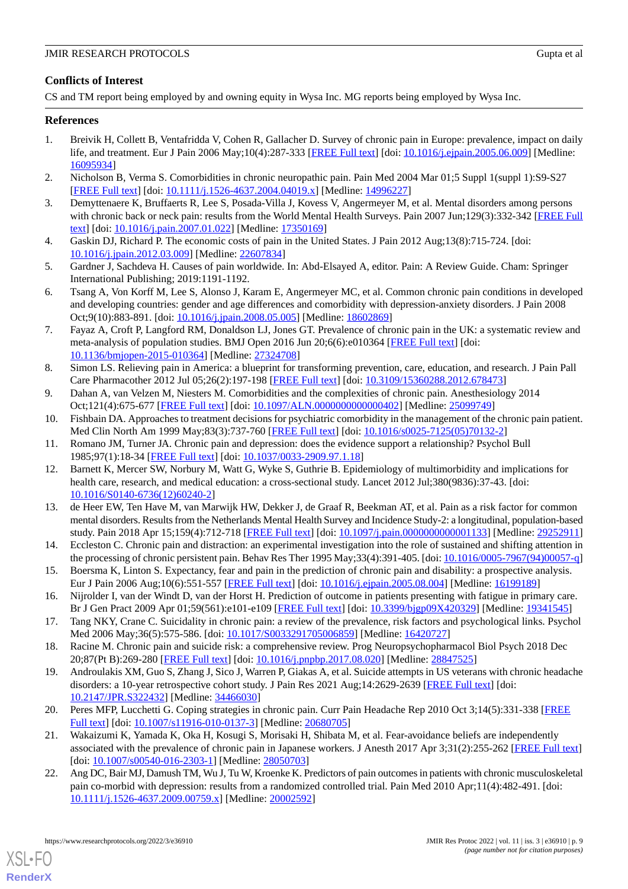## Conflicts of Interest

CS and TM report being employed by and owning equity in Wysa Inc. MG reports being employed by Wysa Inc.

## References

1. Breivik H, Collett B, Ventafridda V, Cohen R, Gallacher D. Survey of chronic pain in Europe: prevalence, impact on daily life, and treatment. Eur J Pain 2006 May;10(4):287-333 [FREE Full text] [doi: 10.1016/j.ejpain.2005.06.009] [Medline: 16095934]
2. Nicholson B, Verma S. Comorbidities in chronic neuropathic pain. Pain Med 2004 Mar 01;5 Suppl 1(suppl 1):S9-S27 [FREE Full text] [doi: 10.1111/j.1526-4637.2004.04019.x] [Medline: 14996227]
3. Demyttenaere K, Bruffaerts R, Lee S, Posada-Villa J, Kovess V, Angermeyer M, et al. Mental disorders among persons with chronic back or neck pain: results from the World Mental Health Surveys. Pain 2007 Jun;129(3):332-342 [FREE Full text] [doi: 10.1016/j.pain.2007.01.022] [Medline: 17350169]
4. Gaskin DJ, Richard P. The economic costs of pain in the United States. J Pain 2012 Aug;13(8):715-724. [doi: 10.1016/j.jpain.2012.03.009] [Medline: 22607834]
5. Gardner J, Sachdeva H. Causes of pain worldwide. In: Abd-Elsayed A, editor. Pain: A Review Guide. Cham: Springer International Publishing; 2019:1191-1192.
6. Tsang A, Von Korff M, Lee S, Alonso J, Karam E, Angermeyer MC, et al. Common chronic pain conditions in developed and developing countries: gender and age differences and comorbidity with depression-anxiety disorders. J Pain 2008 Oct;9(10):883-891. [doi: 10.1016/j.jpain.2008.05.005] [Medline: 18602869]
7. Fayaz A, Croft P, Langford RM, Donaldson LJ, Jones GT. Prevalence of chronic pain in the UK: a systematic review and meta-analysis of population studies. BMJ Open 2016 Jun 20;6(6):e010364 [FREE Full text] [doi: 10.1136/bmjopen-2015-010364] [Medline: 27324708]
8. Simon LS. Relieving pain in America: a blueprint for transforming prevention, care, education, and research. J Pain Pall Care Pharmacother 2012 Jul 05;26(2):197-198 [FREE Full text] [doi: 10.3109/15360288.2012.678473]
9. Dahan A, van Velzen M, Niesters M. Comorbidities and the complexities of chronic pain. Anesthesiology 2014 Oct;121(4):675-677 [FREE Full text] [doi: 10.1097/ALN.0000000000000402] [Medline: 25099749]
10. Fishbain DA. Approaches to treatment decisions for psychiatric comorbidity in the management of the chronic pain patient. Med Clin North Am 1999 May;83(3):737-760 [FREE Full text] [doi: 10.1016/s0025-7125(05)70132-2]
11. Romano JM, Turner JA. Chronic pain and depression: does the evidence support a relationship? Psychol Bull 1985;97(1):18-34 [FREE Full text] [doi: 10.1037/0033-2909.97.1.18]
12. Barnett K, Mercer SW, Norbury M, Watt G, Wyke S, Guthrie B. Epidemiology of multimorbidity and implications for health care, research, and medical education: a cross-sectional study. Lancet 2012 Jul;380(9836):37-43. [doi: 10.1016/S0140-6736(12)60240-2]
13. de Heer EW, Ten Have M, van Marwijk HW, Dekker J, de Graaf R, Beekman AT, et al. Pain as a risk factor for common mental disorders. Results from the Netherlands Mental Health Survey and Incidence Study-2: a longitudinal, population-based study. Pain 2018 Apr 15;159(4):712-718 [FREE Full text] [doi: 10.1097/j.pain.0000000000001133] [Medline: 29252911]
14. Eccleston C. Chronic pain and distraction: an experimental investigation into the role of sustained and shifting attention in the processing of chronic persistent pain. Behav Res Ther 1995 May;33(4):391-405. [doi: 10.1016/0005-7967(94)00057-q]
15. Boersma K, Linton S. Expectancy, fear and pain in the prediction of chronic pain and disability: a prospective analysis. Eur J Pain 2006 Aug;10(6):551-557 [FREE Full text] [doi: 10.1016/j.ejpain.2005.08.004] [Medline: 16199189]
16. Nijrolder I, van der Windt D, van der Horst H. Prediction of outcome in patients presenting with fatigue in primary care. Br J Gen Pract 2009 Apr 01;59(561):e101-e109 [FREE Full text] [doi: 10.3399/bjgp09X420329] [Medline: 19341545]
17. Tang NKY, Crane C. Suicidality in chronic pain: a review of the prevalence, risk factors and psychological links. Psychol Med 2006 May;36(5):575-586. [doi: 10.1017/S0033291705006859] [Medline: 16420727]
18. Racine M. Chronic pain and suicide risk: a comprehensive review. Prog Neuropsychopharmacol Biol Psych 2018 Dec 20;87(Pt B):269-280 [FREE Full text] [doi: 10.1016/j.pnpbp.2017.08.020] [Medline: 28847525]
19. Androulakis XM, Guo S, Zhang J, Sico J, Warren P, Giakas A, et al. Suicide attempts in US veterans with chronic headache disorders: a 10-year retrospective cohort study. J Pain Res 2021 Aug;14:2629-2639 [FREE Full text] [doi: 10.2147/JPR.S322432] [Medline: 34466030]
20. Peres MFP, Lucchetti G. Coping strategies in chronic pain. Curr Pain Headache Rep 2010 Oct 3;14(5):331-338 [FREE Full text] [doi: 10.1007/s11916-010-0137-3] [Medline: 20680705]
21. Wakaizumi K, Yamada K, Oka H, Kosugi S, Morisaki H, Shibata M, et al. Fear-avoidance beliefs are independently associated with the prevalence of chronic pain in Japanese workers. J Anesth 2017 Apr 3;31(2):255-262 [FREE Full text] [doi: 10.1007/s00540-016-2303-1] [Medline: 28050703]
22. Ang DC, Bair MJ, Damush TM, Wu J, Tu W, Kroenke K. Predictors of pain outcomes in patients with chronic musculoskeletal pain co-morbid with depression: results from a randomized controlled trial. Pain Med 2010 Apr;11(4):482-491. [doi: 10.1111/j.1526-4637.2009.00759.x] [Medline: 20002592]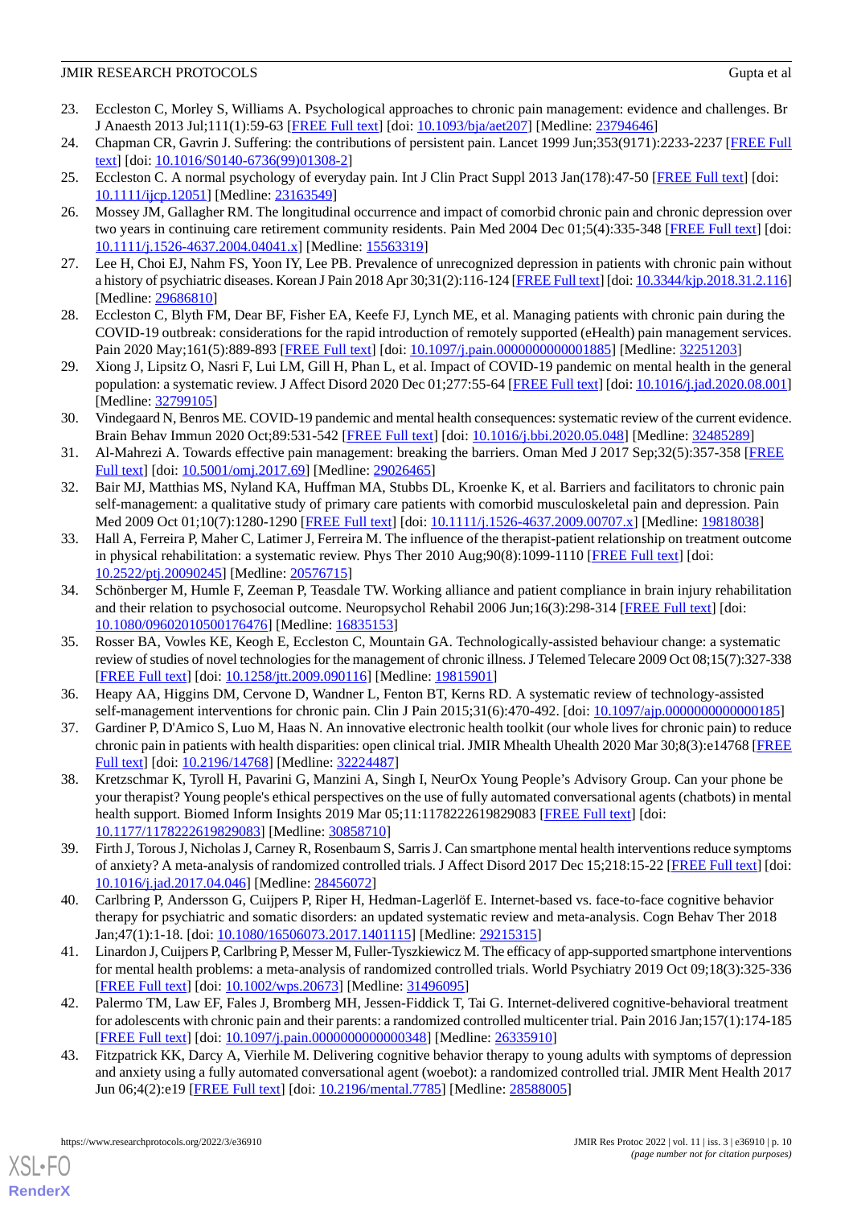23. Eccleston C, Morley S, Williams A. Psychological approaches to chronic pain management: evidence and challenges. Br J Anaesth 2013 Jul;111(1):59-63 [FREE Full text] [doi: 10.1093/bja/aet207] [Medline: 23794646]
24. Chapman CR, Gavrin J. Suffering: the contributions of persistent pain. Lancet 1999 Jun;353(9171):2233-2237 [FREE Full text] [doi: 10.1016/S0140-6736(99)01308-2]
25. Eccleston C. A normal psychology of everyday pain. Int J Clin Pract Suppl 2013 Jan(178):47-50 [FREE Full text] [doi: 10.1111/ijcp.12051] [Medline: 23163549]
26. Mossey JM, Gallagher RM. The longitudinal occurrence and impact of comorbid chronic pain and chronic depression over two years in continuing care retirement community residents. Pain Med 2004 Dec 01;5(4):335-348 [FREE Full text] [doi: 10.1111/j.1526-4637.2004.04041.x] [Medline: 15563319]
27. Lee H, Choi EJ, Nahm FS, Yoon IY, Lee PB. Prevalence of unrecognized depression in patients with chronic pain without a history of psychiatric diseases. Korean J Pain 2018 Apr 30;31(2):116-124 [FREE Full text] [doi: 10.3344/kjp.2018.31.2.116] [Medline: 29686810]
28. Eccleston C, Blyth FM, Dear BF, Fisher EA, Keefe FJ, Lynch ME, et al. Managing patients with chronic pain during the COVID-19 outbreak: considerations for the rapid introduction of remotely supported (eHealth) pain management services. Pain 2020 May;161(5):889-893 [FREE Full text] [doi: 10.1097/j.pain.0000000000001885] [Medline: 32251203]
29. Xiong J, Lipsitz O, Nasri F, Lui LM, Gill H, Phan L, et al. Impact of COVID-19 pandemic on mental health in the general population: a systematic review. J Affect Disord 2020 Dec 01;277:55-64 [FREE Full text] [doi: 10.1016/j.jad.2020.08.001] [Medline: 32799105]
30. Vindegaard N, Benros ME. COVID-19 pandemic and mental health consequences: systematic review of the current evidence. Brain Behav Immun 2020 Oct;89:531-542 [FREE Full text] [doi: 10.1016/j.bbi.2020.05.048] [Medline: 32485289]
31. Al-Mahrezi A. Towards effective pain management: breaking the barriers. Oman Med J 2017 Sep;32(5):357-358 [FREE Full text] [doi: 10.5001/omj.2017.69] [Medline: 29026465]
32. Bair MJ, Matthias MS, Nyland KA, Huffman MA, Stubbs DL, Kroenke K, et al. Barriers and facilitators to chronic pain self-management: a qualitative study of primary care patients with comorbid musculoskeletal pain and depression. Pain Med 2009 Oct 01;10(7):1280-1290 [FREE Full text] [doi: 10.1111/j.1526-4637.2009.00707.x] [Medline: 19818038]
33. Hall A, Ferreira P, Maher C, Latimer J, Ferreira M. The influence of the therapist-patient relationship on treatment outcome in physical rehabilitation: a systematic review. Phys Ther 2010 Aug;90(8):1099-1110 [FREE Full text] [doi: 10.2522/ptj.20090245] [Medline: 20576715]
34. Schönberger M, Humle F, Zeeman P, Teasdale TW. Working alliance and patient compliance in brain injury rehabilitation and their relation to psychosocial outcome. Neuropsychol Rehabil 2006 Jun;16(3):298-314 [FREE Full text] [doi: 10.1080/09602010500176476] [Medline: 16835153]
35. Rosser BA, Vowles KE, Keogh E, Eccleston C, Mountain GA. Technologically-assisted behaviour change: a systematic review of studies of novel technologies for the management of chronic illness. J Telemed Telecare 2009 Oct 08;15(7):327-338 [FREE Full text] [doi: 10.1258/jtt.2009.090116] [Medline: 19815901]
36. Heapy AA, Higgins DM, Cervone D, Wandner L, Fenton BT, Kerns RD. A systematic review of technology-assisted self-management interventions for chronic pain. Clin J Pain 2015;31(6):470-492. [doi: 10.1097/ajp.0000000000000185]
37. Gardiner P, D'Amico S, Luo M, Haas N. An innovative electronic health toolkit (our whole lives for chronic pain) to reduce chronic pain in patients with health disparities: open clinical trial. JMIR Mhealth Uhealth 2020 Mar 30;8(3):e14768 [FREE Full text] [doi: 10.2196/14768] [Medline: 32224487]
38. Kretzschmar K, Tyroll H, Pavarini G, Manzini A, Singh I, NeurOx Young People's Advisory Group. Can your phone be your therapist? Young people's ethical perspectives on the use of fully automated conversational agents (chatbots) in mental health support. Biomed Inform Insights 2019 Mar 05;11:1178222619829083 [FREE Full text] [doi: 10.1177/1178222619829083] [Medline: 30858710]
39. Firth J, Torous J, Nicholas J, Carney R, Rosenbaum S, Sarris J. Can smartphone mental health interventions reduce symptoms of anxiety? A meta-analysis of randomized controlled trials. J Affect Disord 2017 Dec 15;218:15-22 [FREE Full text] [doi: 10.1016/j.jad.2017.04.046] [Medline: 28456072]
40. Carlbring P, Andersson G, Cuijpers P, Riper H, Hedman-Lagerlöf E. Internet-based vs. face-to-face cognitive behavior therapy for psychiatric and somatic disorders: an updated systematic review and meta-analysis. Cogn Behav Ther 2018 Jan;47(1):1-18. [doi: 10.1080/16506073.2017.1401115] [Medline: 29215315]
41. Linardon J, Cuijpers P, Carlbring P, Messer M, Fuller-Tyszkiewicz M. The efficacy of app-supported smartphone interventions for mental health problems: a meta-analysis of randomized controlled trials. World Psychiatry 2019 Oct 09;18(3):325-336 [FREE Full text] [doi: 10.1002/wps.20673] [Medline: 31496095]
42. Palermo TM, Law EF, Fales J, Bromberg MH, Jessen-Fiddick T, Tai G. Internet-delivered cognitive-behavioral treatment for adolescents with chronic pain and their parents: a randomized controlled multicenter trial. Pain 2016 Jan;157(1):174-185 [FREE Full text] [doi: 10.1097/j.pain.0000000000000348] [Medline: 26335910]
43. Fitzpatrick KK, Darcy A, Vierhile M. Delivering cognitive behavior therapy to young adults with symptoms of depression and anxiety using a fully automated conversational agent (woebot): a randomized controlled trial. JMIR Ment Health 2017 Jun 06;4(2):e19 [FREE Full text] [doi: 10.2196/mental.7785] [Medline: 28588005]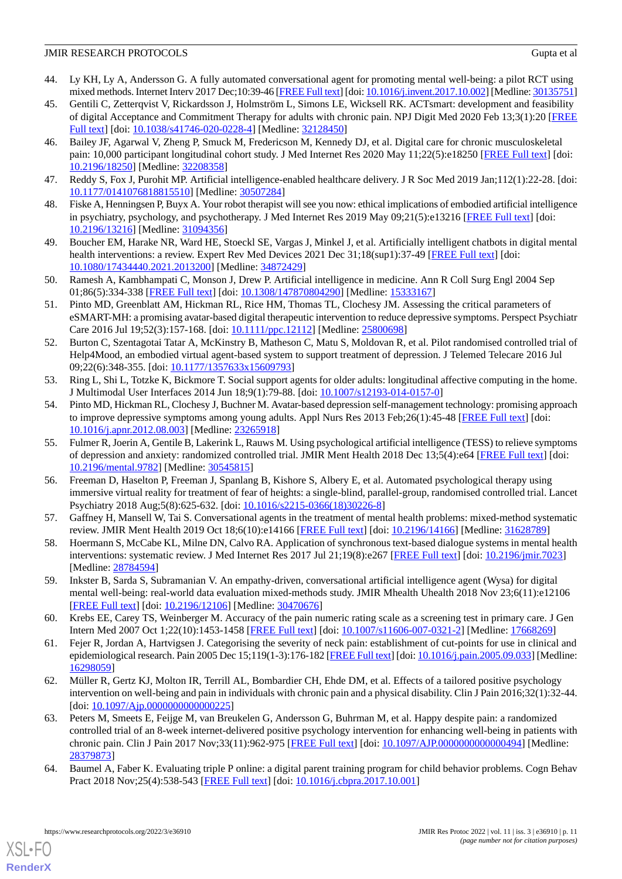44. Ly KH, Ly A, Andersson G. A fully automated conversational agent for promoting mental well-being: a pilot RCT using mixed methods. Internet Interv 2017 Dec;10:39-46 [FREE Full text] [doi: 10.1016/j.invent.2017.10.002] [Medline: 30135751]
45. Gentili C, Zetterqvist V, Rickardsson J, Holmström L, Simons LE, Wicksell RK. ACTsmart: development and feasibility of digital Acceptance and Commitment Therapy for adults with chronic pain. NPJ Digit Med 2020 Feb 13;3(1):20 [FREE Full text] [doi: 10.1038/s41746-020-0228-4] [Medline: 32128450]
46. Bailey JF, Agarwal V, Zheng P, Smuck M, Fredericson M, Kennedy DJ, et al. Digital care for chronic musculoskeletal pain: 10,000 participant longitudinal cohort study. J Med Internet Res 2020 May 11;22(5):e18250 [FREE Full text] [doi: 10.2196/18250] [Medline: 32208358]
47. Reddy S, Fox J, Purohit MP. Artificial intelligence-enabled healthcare delivery. J R Soc Med 2019 Jan;112(1):22-28. [doi: 10.1177/0141076818815510] [Medline: 30507284]
48. Fiske A, Henningsen P, Buyx A. Your robot therapist will see you now: ethical implications of embodied artificial intelligence in psychiatry, psychology, and psychotherapy. J Med Internet Res 2019 May 09;21(5):e13216 [FREE Full text] [doi: 10.2196/13216] [Medline: 31094356]
49. Boucher EM, Harake NR, Ward HE, Stoeckl SE, Vargas J, Minkel J, et al. Artificially intelligent chatbots in digital mental health interventions: a review. Expert Rev Med Devices 2021 Dec 31;18(sup1):37-49 [FREE Full text] [doi: 10.1080/17434440.2021.2013200] [Medline: 34872429]
50. Ramesh A, Kambhampati C, Monson J, Drew P. Artificial intelligence in medicine. Ann R Coll Surg Engl 2004 Sep 01;86(5):334-338 [FREE Full text] [doi: 10.1308/147870804290] [Medline: 15333167]
51. Pinto MD, Greenblatt AM, Hickman RL, Rice HM, Thomas TL, Clochesy JM. Assessing the critical parameters of eSMART-MH: a promising avatar-based digital therapeutic intervention to reduce depressive symptoms. Perspect Psychiatr Care 2016 Jul 19;52(3):157-168. [doi: 10.1111/ppc.12112] [Medline: 25800698]
52. Burton C, Szentagotai Tatar A, McKinstry B, Matheson C, Matu S, Moldovan R, et al. Pilot randomised controlled trial of Help4Mood, an embodied virtual agent-based system to support treatment of depression. J Telemed Telecare 2016 Jul 09;22(6):348-355. [doi: 10.1177/1357633x15609793]
53. Ring L, Shi L, Totzke K, Bickmore T. Social support agents for older adults: longitudinal affective computing in the home. J Multimodal User Interfaces 2014 Jun 18;9(1):79-88. [doi: 10.1007/s12193-014-0157-0]
54. Pinto MD, Hickman RL, Clochesy J, Buchner M. Avatar-based depression self-management technology: promising approach to improve depressive symptoms among young adults. Appl Nurs Res 2013 Feb;26(1):45-48 [FREE Full text] [doi: 10.1016/j.apnr.2012.08.003] [Medline: 23265918]
55. Fulmer R, Joerin A, Gentile B, Lakerink L, Rauws M. Using psychological artificial intelligence (TESS) to relieve symptoms of depression and anxiety: randomized controlled trial. JMIR Ment Health 2018 Dec 13;5(4):e64 [FREE Full text] [doi: 10.2196/mental.9782] [Medline: 30545815]
56. Freeman D, Haselton P, Freeman J, Spanlang B, Kishore S, Albery E, et al. Automated psychological therapy using immersive virtual reality for treatment of fear of heights: a single-blind, parallel-group, randomised controlled trial. Lancet Psychiatry 2018 Aug;5(8):625-632. [doi: 10.1016/s2215-0366(18)30226-8]
57. Gaffney H, Mansell W, Tai S. Conversational agents in the treatment of mental health problems: mixed-method systematic review. JMIR Ment Health 2019 Oct 18;6(10):e14166 [FREE Full text] [doi: 10.2196/14166] [Medline: 31628789]
58. Hoermann S, McCabe KL, Milne DN, Calvo RA. Application of synchronous text-based dialogue systems in mental health interventions: systematic review. J Med Internet Res 2017 Jul 21;19(8):e267 [FREE Full text] [doi: 10.2196/jmir.7023] [Medline: 28784594]
59. Inkster B, Sarda S, Subramanian V. An empathy-driven, conversational artificial intelligence agent (Wysa) for digital mental well-being: real-world data evaluation mixed-methods study. JMIR Mhealth Uhealth 2018 Nov 23;6(11):e12106 [FREE Full text] [doi: 10.2196/12106] [Medline: 30470676]
60. Krebs EE, Carey TS, Weinberger M. Accuracy of the pain numeric rating scale as a screening test in primary care. J Gen Intern Med 2007 Oct 1;22(10):1453-1458 [FREE Full text] [doi: 10.1007/s11606-007-0321-2] [Medline: 17668269]
61. Fejer R, Jordan A, Hartvigsen J. Categorising the severity of neck pain: establishment of cut-points for use in clinical and epidemiological research. Pain 2005 Dec 15;119(1-3):176-182 [FREE Full text] [doi: 10.1016/j.pain.2005.09.033] [Medline: 16298059]
62. Müller R, Gertz KJ, Molton IR, Terrill AL, Bombardier CH, Ehde DM, et al. Effects of a tailored positive psychology intervention on well-being and pain in individuals with chronic pain and a physical disability. Clin J Pain 2016;32(1):32-44. [doi: 10.1097/Ajp.0000000000000225]
63. Peters M, Smeets E, Feijge M, van Breukelen G, Andersson G, Buhrman M, et al. Happy despite pain: a randomized controlled trial of an 8-week internet-delivered positive psychology intervention for enhancing well-being in patients with chronic pain. Clin J Pain 2017 Nov;33(11):962-975 [FREE Full text] [doi: 10.1097/AJP.0000000000000494] [Medline: 28379873]
64. Baumel A, Faber K. Evaluating triple P online: a digital parent training program for child behavior problems. Cogn Behav Pract 2018 Nov;25(4):538-543 [FREE Full text] [doi: 10.1016/j.cbpra.2017.10.001]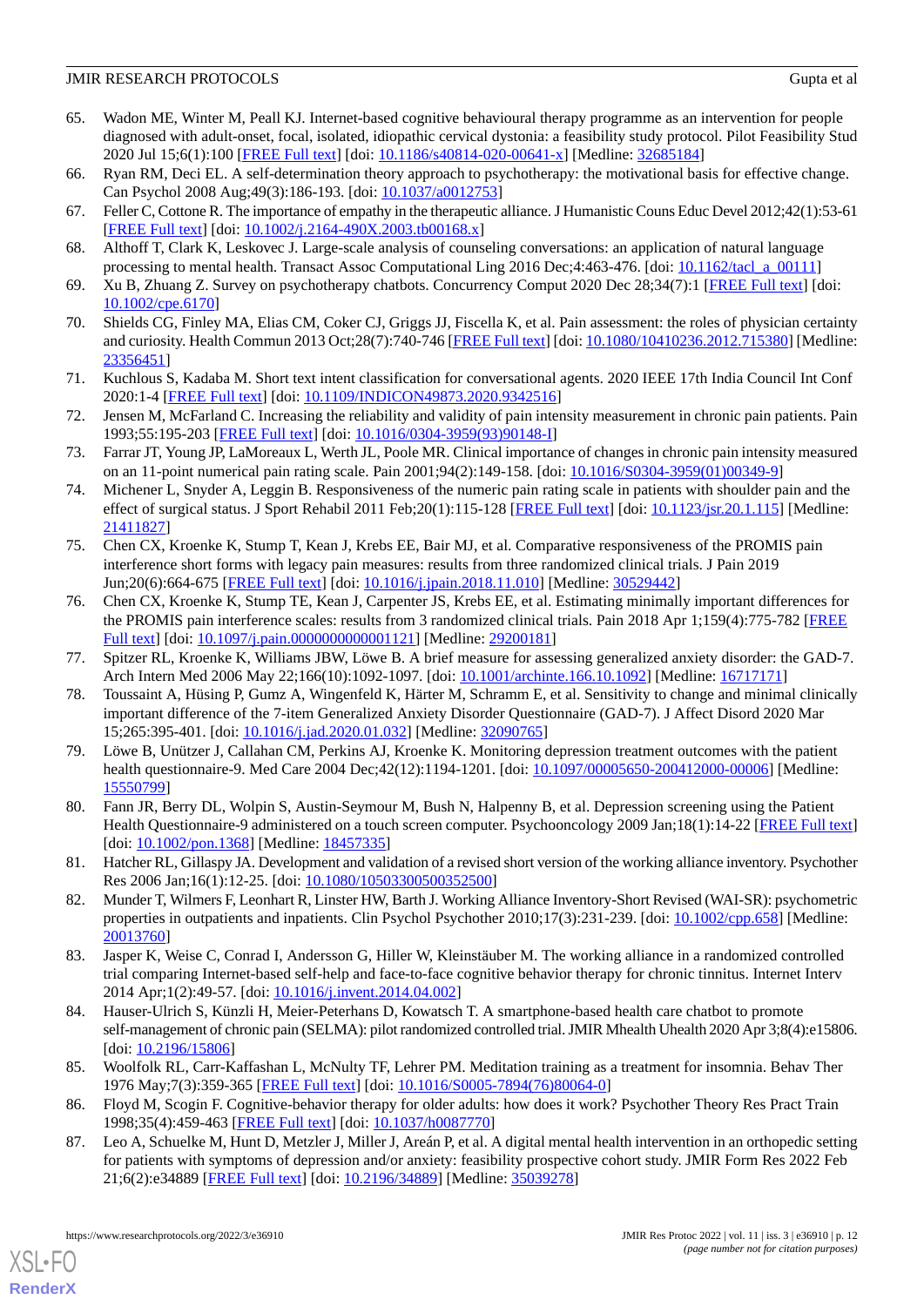65. Wadon ME, Winter M, Peall KJ. Internet-based cognitive behavioural therapy programme as an intervention for people diagnosed with adult-onset, focal, isolated, idiopathic cervical dystonia: a feasibility study protocol. Pilot Feasibility Stud 2020 Jul 15;6(1):100 [FREE Full text] [doi: 10.1186/s40814-020-00641-x] [Medline: 32685184]
66. Ryan RM, Deci EL. A self-determination theory approach to psychotherapy: the motivational basis for effective change. Can Psychol 2008 Aug;49(3):186-193. [doi: 10.1037/a0012753]
67. Feller C, Cottone R. The importance of empathy in the therapeutic alliance. J Humanistic Couns Educ Devel 2012;42(1):53-61 [FREE Full text] [doi: 10.1002/j.2164-490X.2003.tb00168.x]
68. Althoff T, Clark K, Leskovec J. Large-scale analysis of counseling conversations: an application of natural language processing to mental health. Transact Assoc Computational Ling 2016 Dec;4:463-476. [doi: 10.1162/tacl_a_00111]
69. Xu B, Zhuang Z. Survey on psychotherapy chatbots. Concurrency Comput 2020 Dec 28;34(7):1 [FREE Full text] [doi: 10.1002/cpe.6170]
70. Shields CG, Finley MA, Elias CM, Coker CJ, Griggs JJ, Fiscella K, et al. Pain assessment: the roles of physician certainty and curiosity. Health Commun 2013 Oct;28(7):740-746 [FREE Full text] [doi: 10.1080/10410236.2012.715380] [Medline: 23356451]
71. Kuchlous S, Kadaba M. Short text intent classification for conversational agents. 2020 IEEE 17th India Council Int Conf 2020:1-4 [FREE Full text] [doi: 10.1109/INDICON49873.2020.9342516]
72. Jensen M, McFarland C. Increasing the reliability and validity of pain intensity measurement in chronic pain patients. Pain 1993;55:195-203 [FREE Full text] [doi: 10.1016/0304-3959(93)90148-I]
73. Farrar JT, Young JP, LaMoreaux L, Werth JL, Poole MR. Clinical importance of changes in chronic pain intensity measured on an 11-point numerical pain rating scale. Pain 2001;94(2):149-158. [doi: 10.1016/S0304-3959(01)00349-9]
74. Michener L, Snyder A, Leggin B. Responsiveness of the numeric pain rating scale in patients with shoulder pain and the effect of surgical status. J Sport Rehabil 2011 Feb;20(1):115-128 [FREE Full text] [doi: 10.1123/jsr.20.1.115] [Medline: 21411827]
75. Chen CX, Kroenke K, Stump T, Kean J, Krebs EE, Bair MJ, et al. Comparative responsiveness of the PROMIS pain interference short forms with legacy pain measures: results from three randomized clinical trials. J Pain 2019 Jun;20(6):664-675 [FREE Full text] [doi: 10.1016/j.jpain.2018.11.010] [Medline: 30529442]
76. Chen CX, Kroenke K, Stump TE, Kean J, Carpenter JS, Krebs EE, et al. Estimating minimally important differences for the PROMIS pain interference scales: results from 3 randomized clinical trials. Pain 2018 Apr 1;159(4):775-782 [FREE Full text] [doi: 10.1097/j.pain.0000000000001121] [Medline: 29200181]
77. Spitzer RL, Kroenke K, Williams JBW, Löwe B. A brief measure for assessing generalized anxiety disorder: the GAD-7. Arch Intern Med 2006 May 22;166(10):1092-1097. [doi: 10.1001/archinte.166.10.1092] [Medline: 16717171]
78. Toussaint A, Hüsing P, Gumz A, Wingenfeld K, Härter M, Schramm E, et al. Sensitivity to change and minimal clinically important difference of the 7-item Generalized Anxiety Disorder Questionnaire (GAD-7). J Affect Disord 2020 Mar 15;265:395-401. [doi: 10.1016/j.jad.2020.01.032] [Medline: 32090765]
79. Löwe B, Unützer J, Callahan CM, Perkins AJ, Kroenke K. Monitoring depression treatment outcomes with the patient health questionnaire-9. Med Care 2004 Dec;42(12):1194-1201. [doi: 10.1097/00005650-200412000-00006] [Medline: 15550799]
80. Fann JR, Berry DL, Wolpin S, Austin-Seymour M, Bush N, Halpenny B, et al. Depression screening using the Patient Health Questionnaire-9 administered on a touch screen computer. Psychooncology 2009 Jan;18(1):14-22 [FREE Full text] [doi: 10.1002/pon.1368] [Medline: 18457335]
81. Hatcher RL, Gillaspy JA. Development and validation of a revised short version of the working alliance inventory. Psychother Res 2006 Jan;16(1):12-25. [doi: 10.1080/10503300500352500]
82. Munder T, Wilmers F, Leonhart R, Linster HW, Barth J. Working Alliance Inventory-Short Revised (WAI-SR): psychometric properties in outpatients and inpatients. Clin Psychol Psychother 2010;17(3):231-239. [doi: 10.1002/cpp.658] [Medline: 20013760]
83. Jasper K, Weise C, Conrad I, Andersson G, Hiller W, Kleinstäuber M. The working alliance in a randomized controlled trial comparing Internet-based self-help and face-to-face cognitive behavior therapy for chronic tinnitus. Internet Interv 2014 Apr;1(2):49-57. [doi: 10.1016/j.invent.2014.04.002]
84. Hauser-Ulrich S, Künzli H, Meier-Peterhans D, Kowatsch T. A smartphone-based health care chatbot to promote self-management of chronic pain (SELMA): pilot randomized controlled trial. JMIR Mhealth Uhealth 2020 Apr 3;8(4):e15806. [doi: 10.2196/15806]
85. Woolfolk RL, Carr-Kaffashan L, McNulty TF, Lehrer PM. Meditation training as a treatment for insomnia. Behav Ther 1976 May;7(3):359-365 [FREE Full text] [doi: 10.1016/S0005-7894(76)80064-0]
86. Floyd M, Scogin F. Cognitive-behavior therapy for older adults: how does it work? Psychother Theory Res Pract Train 1998;35(4):459-463 [FREE Full text] [doi: 10.1037/h0087770]
87. Leo A, Schuelke M, Hunt D, Metzler J, Miller J, Areán P, et al. A digital mental health intervention in an orthopedic setting for patients with symptoms of depression and/or anxiety: feasibility prospective cohort study. JMIR Form Res 2022 Feb 21;6(2):e34889 [FREE Full text] [doi: 10.2196/34889] [Medline: 35039278]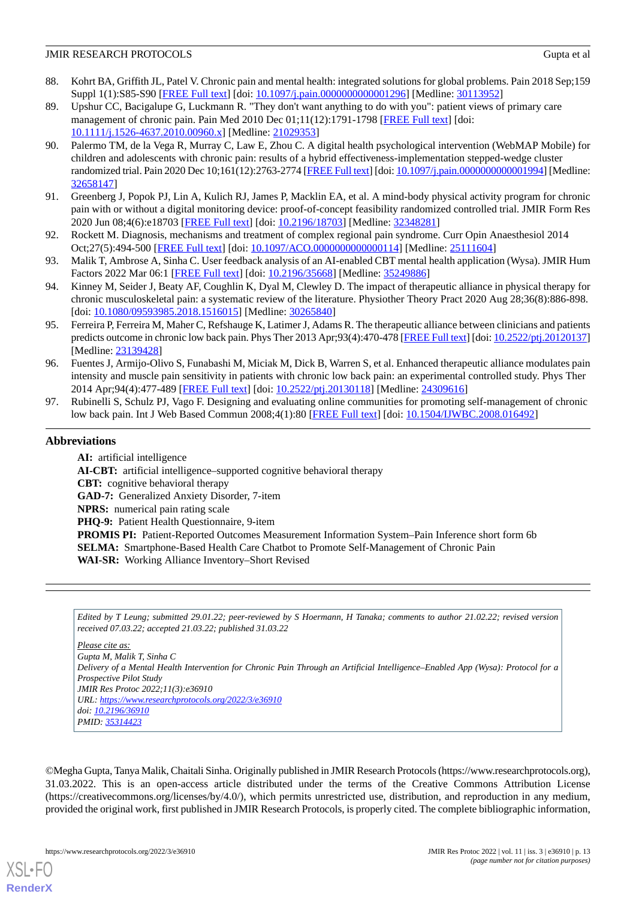88. Kohrt BA, Griffith JL, Patel V. Chronic pain and mental health: integrated solutions for global problems. Pain 2018 Sep;159 Suppl 1(1):S85-S90 [FREE Full text] [doi: 10.1097/j.pain.0000000000001296] [Medline: 30113952]
89. Upshur CC, Bacigalupe G, Luckmann R. "They don't want anything to do with you": patient views of primary care management of chronic pain. Pain Med 2010 Dec 01;11(12):1791-1798 [FREE Full text] [doi: 10.1111/j.1526-4637.2010.00960.x] [Medline: 21029353]
90. Palermo TM, de la Vega R, Murray C, Law E, Zhou C. A digital health psychological intervention (WebMAP Mobile) for children and adolescents with chronic pain: results of a hybrid effectiveness-implementation stepped-wedge cluster randomized trial. Pain 2020 Dec 10;161(12):2763-2774 [FREE Full text] [doi: 10.1097/j.pain.0000000000001994] [Medline: 32658147]
91. Greenberg J, Popok PJ, Lin A, Kulich RJ, James P, Macklin EA, et al. A mind-body physical activity program for chronic pain with or without a digital monitoring device: proof-of-concept feasibility randomized controlled trial. JMIR Form Res 2020 Jun 08;4(6):e18703 [FREE Full text] [doi: 10.2196/18703] [Medline: 32348281]
92. Rockett M. Diagnosis, mechanisms and treatment of complex regional pain syndrome. Curr Opin Anaesthesiol 2014 Oct;27(5):494-500 [FREE Full text] [doi: 10.1097/ACO.0000000000000114] [Medline: 25111604]
93. Malik T, Ambrose A, Sinha C. User feedback analysis of an AI-enabled CBT mental health application (Wysa). JMIR Hum Factors 2022 Mar 06:1 [FREE Full text] [doi: 10.2196/35668] [Medline: 35249886]
94. Kinney M, Seider J, Beaty AF, Coughlin K, Dyal M, Clewley D. The impact of therapeutic alliance in physical therapy for chronic musculoskeletal pain: a systematic review of the literature. Physiother Theory Pract 2020 Aug 28;36(8):886-898. [doi: 10.1080/09593985.2018.1516015] [Medline: 30265840]
95. Ferreira P, Ferreira M, Maher C, Refshauge K, Latimer J, Adams R. The therapeutic alliance between clinicians and patients predicts outcome in chronic low back pain. Phys Ther 2013 Apr;93(4):470-478 [FREE Full text] [doi: 10.2522/ptj.20120137] [Medline: 23139428]
96. Fuentes J, Armijo-Olivo S, Funabashi M, Miciak M, Dick B, Warren S, et al. Enhanced therapeutic alliance modulates pain intensity and muscle pain sensitivity in patients with chronic low back pain: an experimental controlled study. Phys Ther 2014 Apr;94(4):477-489 [FREE Full text] [doi: 10.2522/ptj.20130118] [Medline: 24309616]
97. Rubinelli S, Schulz PJ, Vago F. Designing and evaluating online communities for promoting self-management of chronic low back pain. Int J Web Based Commun 2008;4(1):80 [FREE Full text] [doi: 10.1504/IJWBC.2008.016492]

## Abbreviations

**AI:** artificial intelligence
**AI-CBT:** artificial intelligence–supported cognitive behavioral therapy
**CBT:** cognitive behavioral therapy
**GAD-7:** Generalized Anxiety Disorder, 7-item
**NPRS:** numerical pain rating scale
**PHQ-9:** Patient Health Questionnaire, 9-item
**PROMIS PI:** Patient-Reported Outcomes Measurement Information System–Pain Inference short form 6b
**SELMA:** Smartphone-Based Health Care Chatbot to Promote Self-Management of Chronic Pain
**WAI-SR:** Working Alliance Inventory–Short Revised

*Edited by T Leung; submitted 29.01.22; peer-reviewed by S Hoermann, H Tanaka; comments to author 21.02.22; revised version received 07.03.22; accepted 21.03.22; published 31.03.22*

*Please cite as:*
*Gupta M, Malik T, Sinha C*
*Delivery of a Mental Health Intervention for Chronic Pain Through an Artificial Intelligence–Enabled App (Wysa): Protocol for a Prospective Pilot Study*
*JMIR Res Protoc 2022;11(3):e36910*
*URL: https://www.researchprotocols.org/2022/3/e36910*
*doi: 10.2196/36910*
*PMID: 35314423*

©Megha Gupta, Tanya Malik, Chaitali Sinha. Originally published in JMIR Research Protocols (https://www.researchprotocols.org), 31.03.2022. This is an open-access article distributed under the terms of the Creative Commons Attribution License (https://creativecommons.org/licenses/by/4.0/), which permits unrestricted use, distribution, and reproduction in any medium, provided the original work, first published in JMIR Research Protocols, is properly cited. The complete bibliographic information,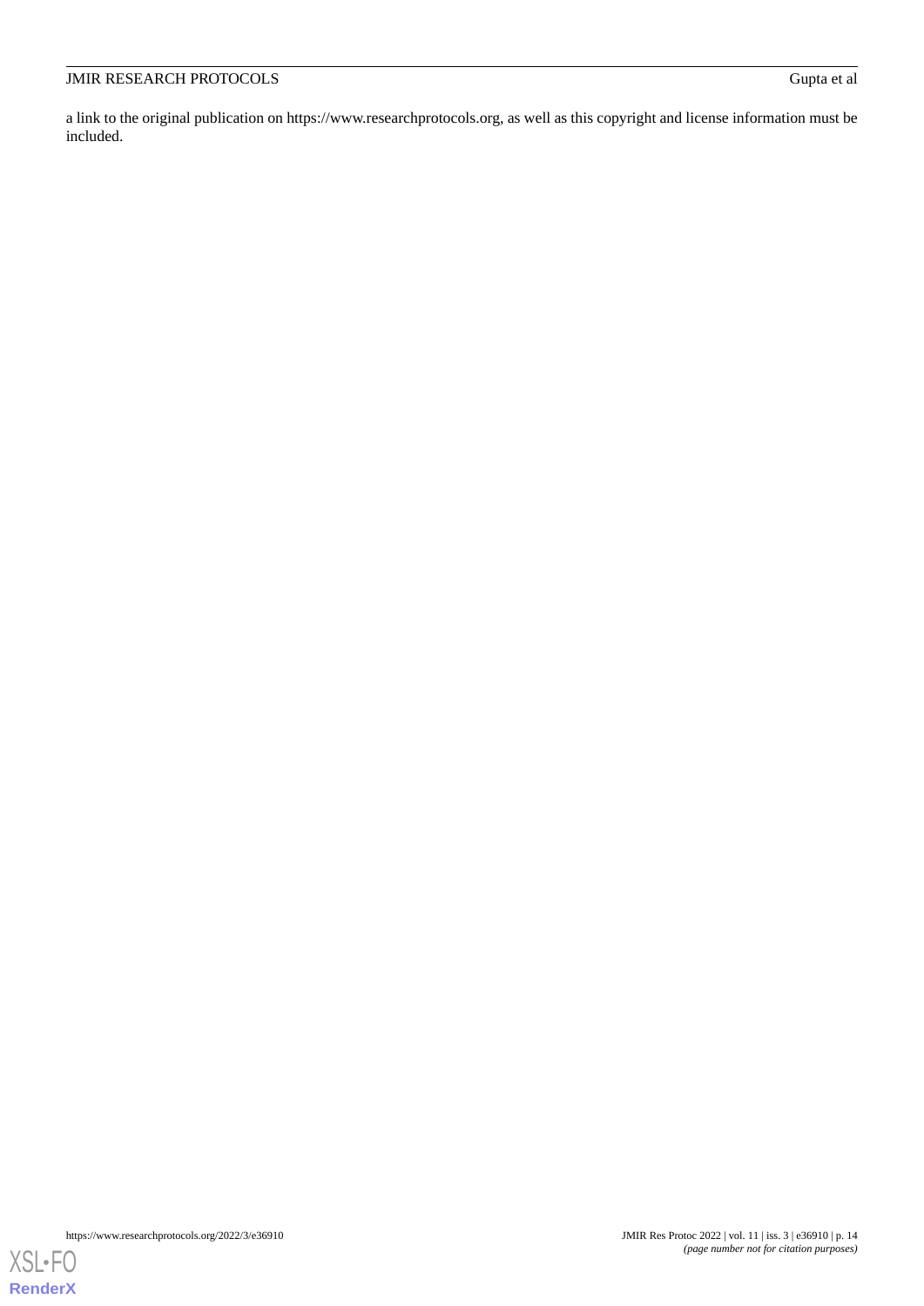a link to the original publication on https://www.researchprotocols.org, as well as this copyright and license information must be included.